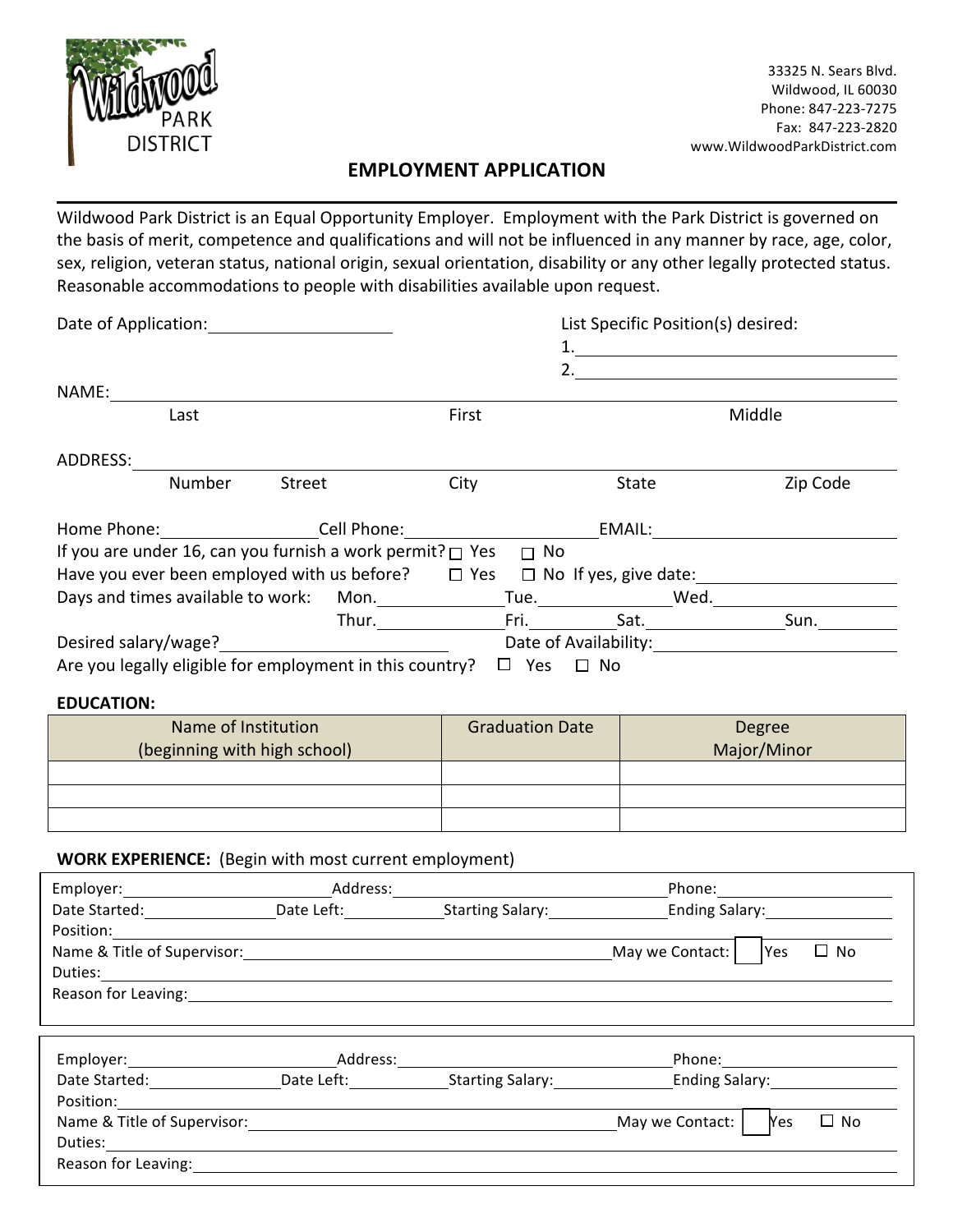Wildwood PARK DISTRICT

33325 N. Sears Blvd.
Wildwood, IL 60030
Phone: 847-223-7275
Fax: 847-223-2820
www.WildwoodParkDistrict.com

# EMPLOYMENT APPLICATION

Wildwood Park District is an Equal Opportunity Employer. Employment with the Park District is governed on the basis of merit, competence and qualifications and will not be influenced in any manner by race, age, color, sex, religion, veteran status, national origin, sexual orientation, disability or any other legally protected status. Reasonable accommodations to people with disabilities available upon request.

Date of Application:____________________

List Specific Position(s) desired:
1.______________________________
2.______________________________

NAME:__________________________________________________________________
Last First Middle

ADDRESS:_______________________________________________________________
Number Street City State Zip Code

Home Phone:______________ Cell Phone:________________ EMAIL:____________________

If you are under 16, can you furnish a work permit? ☐ Yes ☐ No

Have you ever been employed with us before? ☐ Yes ☐ No If yes, give date:________________

Days and times available to work: Mon.__________ Tue.__________ Wed.__________
Thur.__________ Fri.__________ Sat.__________ Sun.__________

Desired salary/wage?____________________ Date of Availability:____________________

Are you legally eligible for employment in this country? ☐ Yes ☐ No

**EDUCATION:**

| Name of Institution (beginning with high school) | Graduation Date | Degree Major/Minor |
|---|---|---|
| | | |
| | | |
| | | |

**WORK EXPERIENCE:** (Begin with most current employment)

Employer:____________________ Address:____________________ Phone:____________________
Date Started:____________ Date Left:__________ Starting Salary:____________ Ending Salary:____________
Position:______________________________________________________________________
Name & Title of Supervisor:__________________________________ May we Contact: ☐ Yes ☐ No
Duties:________________________________________________________________________
Reason for Leaving:______________________________________________________________

Employer:____________________ Address:____________________ Phone:____________________
Date Started:____________ Date Left:__________ Starting Salary:____________ Ending Salary:____________
Position:______________________________________________________________________
Name & Title of Supervisor:__________________________________ May we Contact: ☐ Yes ☐ No
Duties:________________________________________________________________________
Reason for Leaving:______________________________________________________________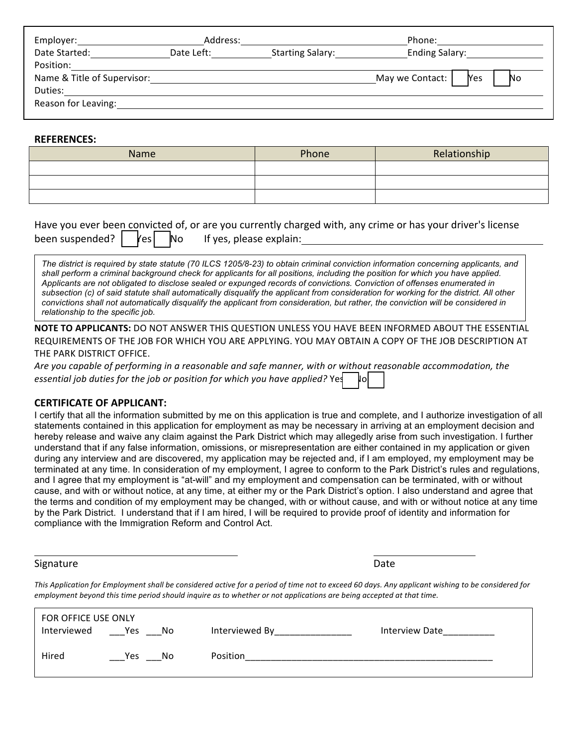Employer: ________________________ Address: ________________________________ Phone: ____________________

Date Started: ______________ Date Left: ____________ Starting Salary: ______________ Ending Salary: ______________

Position: ________________________________________________________________________________________

Name & Title of Supervisor: ____________________________________________ May we Contact: ☐ Yes ☐ No

Duties: __________________________________________________________________________________________

Reason for Leaving: _______________________________________________________________________________

**REFERENCES:**

| Name | Phone | Relationship |
|---|---|---|
| | | |
| | | |
| | | |

Have you ever been convicted of, or are you currently charged with, any crime or has your driver's license been suspended? ☐ Yes ☐ No If yes, please explain: ____________________________________________

*The district is required by state statute (70 ILCS 1205/8-23) to obtain criminal conviction information concerning applicants, and shall perform a criminal background check for applicants for all positions, including the position for which you have applied. Applicants are not obligated to disclose sealed or expunged records of convictions. Conviction of offenses enumerated in subsection (c) of said statute shall automatically disqualify the applicant from consideration for working for the district. All other convictions shall not automatically disqualify the applicant from consideration, but rather, the conviction will be considered in relationship to the specific job.*

**NOTE TO APPLICANTS:** DO NOT ANSWER THIS QUESTION UNLESS YOU HAVE BEEN INFORMED ABOUT THE ESSENTIAL REQUIREMENTS OF THE JOB FOR WHICH YOU ARE APPLYING. YOU MAY OBTAIN A COPY OF THE JOB DESCRIPTION AT THE PARK DISTRICT OFFICE.

*Are you capable of performing in a reasonable and safe manner, with or without reasonable accommodation, the essential job duties for the job or position for which you have applied?* Yes ☐ No ☐

**CERTIFICATE OF APPLICANT:**

I certify that all the information submitted by me on this application is true and complete, and I authorize investigation of all statements contained in this application for employment as may be necessary in arriving at an employment decision and hereby release and waive any claim against the Park District which may allegedly arise from such investigation. I further understand that if any false information, omissions, or misrepresentation are either contained in my application or given during any interview and are discovered, my application may be rejected and, if I am employed, my employment may be terminated at any time. In consideration of my employment, I agree to conform to the Park District's rules and regulations, and I agree that my employment is "at-will" and my employment and compensation can be terminated, with or without cause, and with or without notice, at any time, at either my or the Park District's option. I also understand and agree that the terms and condition of my employment may be changed, with or without cause, and with or without notice at any time by the Park District. I understand that if I am hired, I will be required to provide proof of identity and information for compliance with the Immigration Reform and Control Act.

_______________________________________ _____________________

Signature Date

*This Application for Employment shall be considered active for a period of time not to exceed 60 days. Any applicant wishing to be considered for employment beyond this time period should inquire as to whether or not applications are being accepted at that time.*

FOR OFFICE USE ONLY

Interviewed ___Yes ___No Interviewed By_______________ Interview Date__________

Hired ___Yes ___No Position_________________________________________________